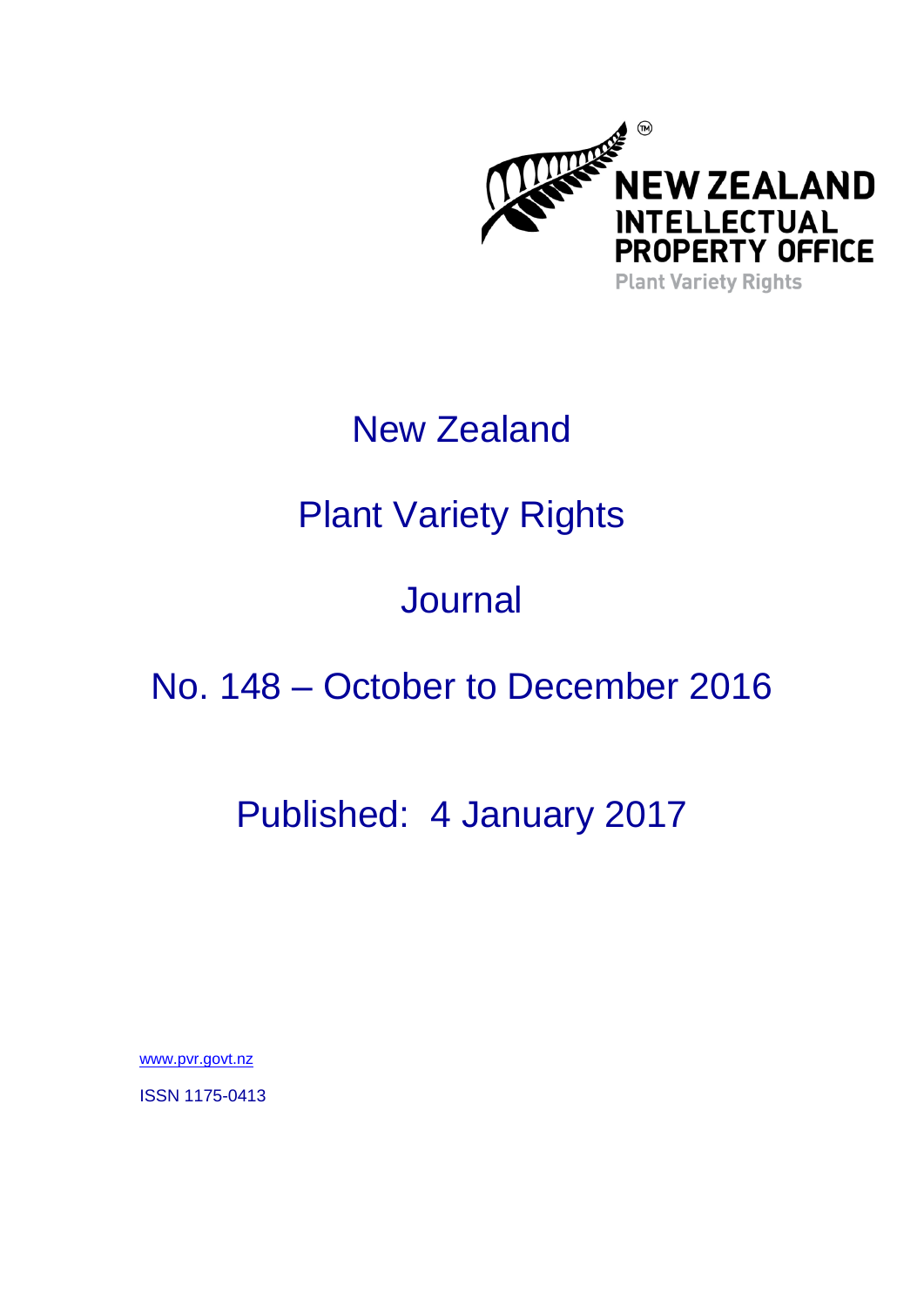NEW ZEALAND INTELLECTUAL PROPERTY OFFICE

Plant Variety Rights

# New Zealand

# Plant Variety Rights

# Journal

# No. 148 – October to December 2016

## Published: 4 January 2017

www.pvr.govt.nz

ISSN 1175-0413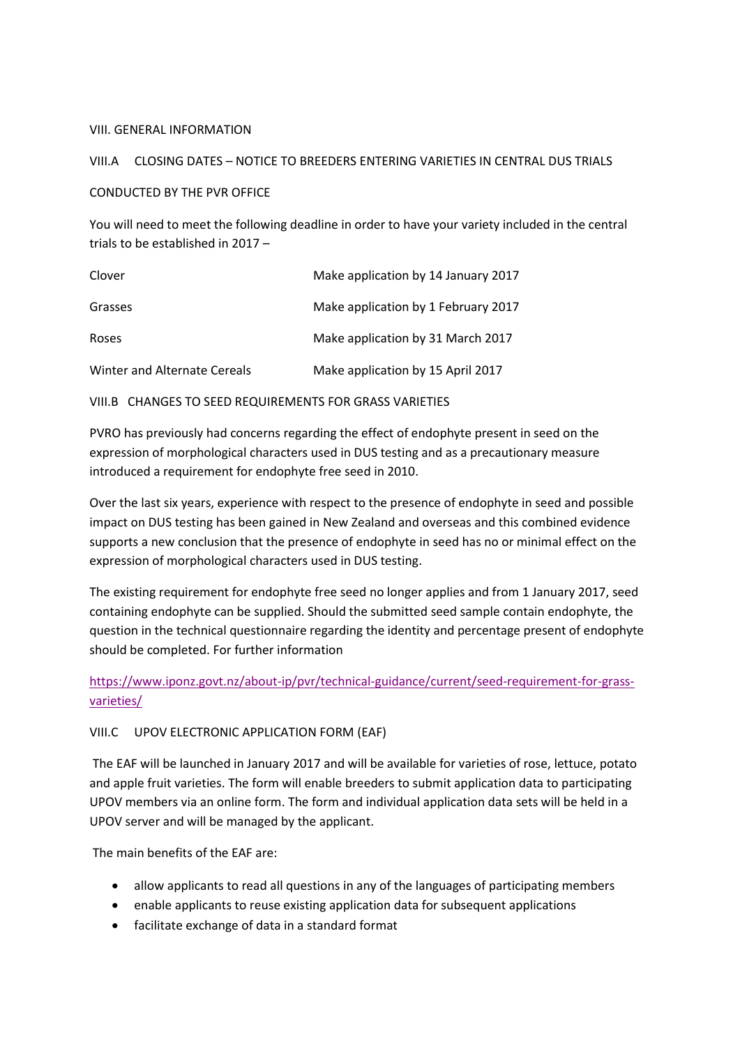## VIII. GENERAL INFORMATION

### VIII.A CLOSING DATES – NOTICE TO BREEDERS ENTERING VARIETIES IN CENTRAL DUS TRIALS CONDUCTED BY THE PVR OFFICE

You will need to meet the following deadline in order to have your variety included in the central trials to be established in 2017 –

| | |
|---|---|
| Clover | Make application by 14 January 2017 |
| Grasses | Make application by 1 February 2017 |
| Roses | Make application by 31 March 2017 |
| Winter and Alternate Cereals | Make application by 15 April 2017 |

### VIII.B CHANGES TO SEED REQUIREMENTS FOR GRASS VARIETIES

PVRO has previously had concerns regarding the effect of endophyte present in seed on the expression of morphological characters used in DUS testing and as a precautionary measure introduced a requirement for endophyte free seed in 2010.

Over the last six years, experience with respect to the presence of endophyte in seed and possible impact on DUS testing has been gained in New Zealand and overseas and this combined evidence supports a new conclusion that the presence of endophyte in seed has no or minimal effect on the expression of morphological characters used in DUS testing.

The existing requirement for endophyte free seed no longer applies and from 1 January 2017, seed containing endophyte can be supplied. Should the submitted seed sample contain endophyte, the question in the technical questionnaire regarding the identity and percentage present of endophyte should be completed. For further information

https://www.iponz.govt.nz/about-ip/pvr/technical-guidance/current/seed-requirement-for-grass-varieties/

### VIII.C UPOV ELECTRONIC APPLICATION FORM (EAF)

The EAF will be launched in January 2017 and will be available for varieties of rose, lettuce, potato and apple fruit varieties. The form will enable breeders to submit application data to participating UPOV members via an online form. The form and individual application data sets will be held in a UPOV server and will be managed by the applicant.

The main benefits of the EAF are:

- allow applicants to read all questions in any of the languages of participating members
- enable applicants to reuse existing application data for subsequent applications
- facilitate exchange of data in a standard format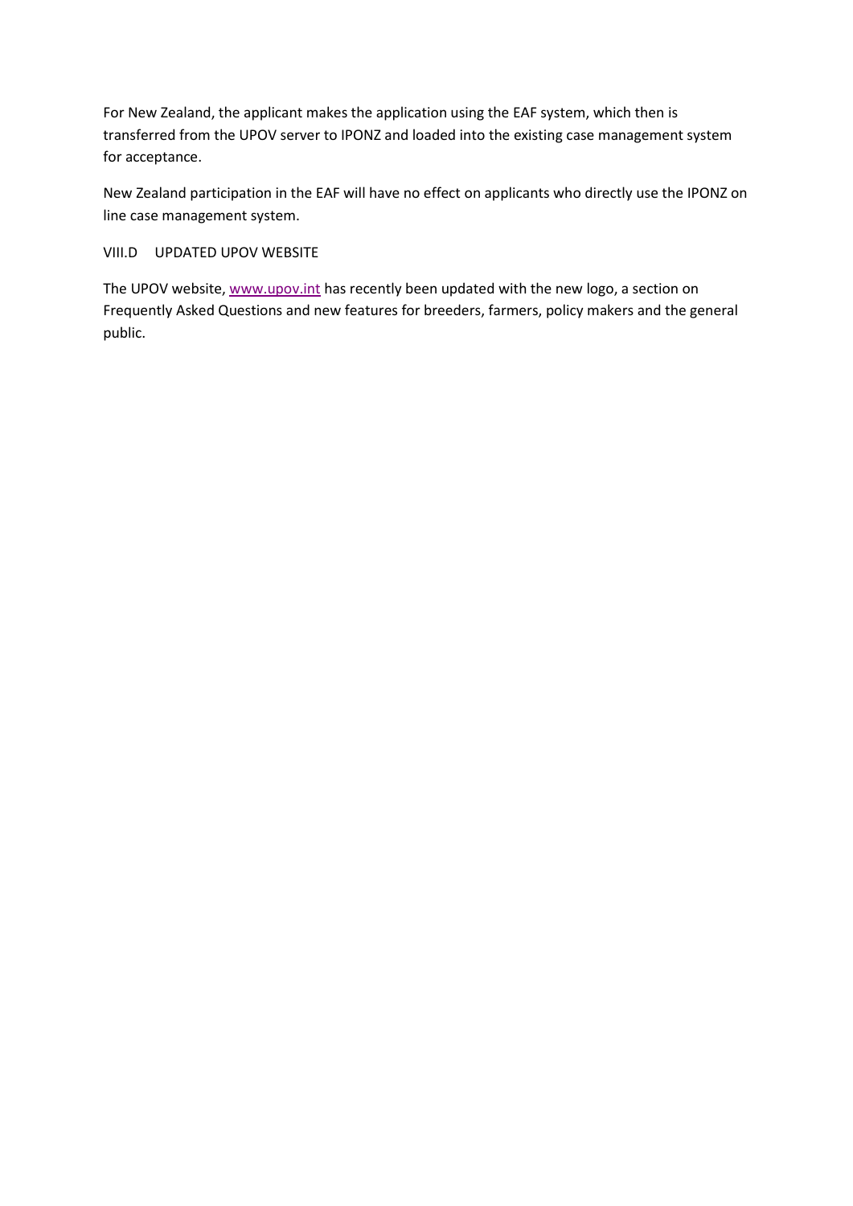For New Zealand, the applicant makes the application using the EAF system, which then is transferred from the UPOV server to IPONZ and loaded into the existing case management system for acceptance.

New Zealand participation in the EAF will have no effect on applicants who directly use the IPONZ on line case management system.

## VIII.D UPDATED UPOV WEBSITE

The UPOV website, [www.upov.int](http://www.upov.int) has recently been updated with the new logo, a section on Frequently Asked Questions and new features for breeders, farmers, policy makers and the general public.